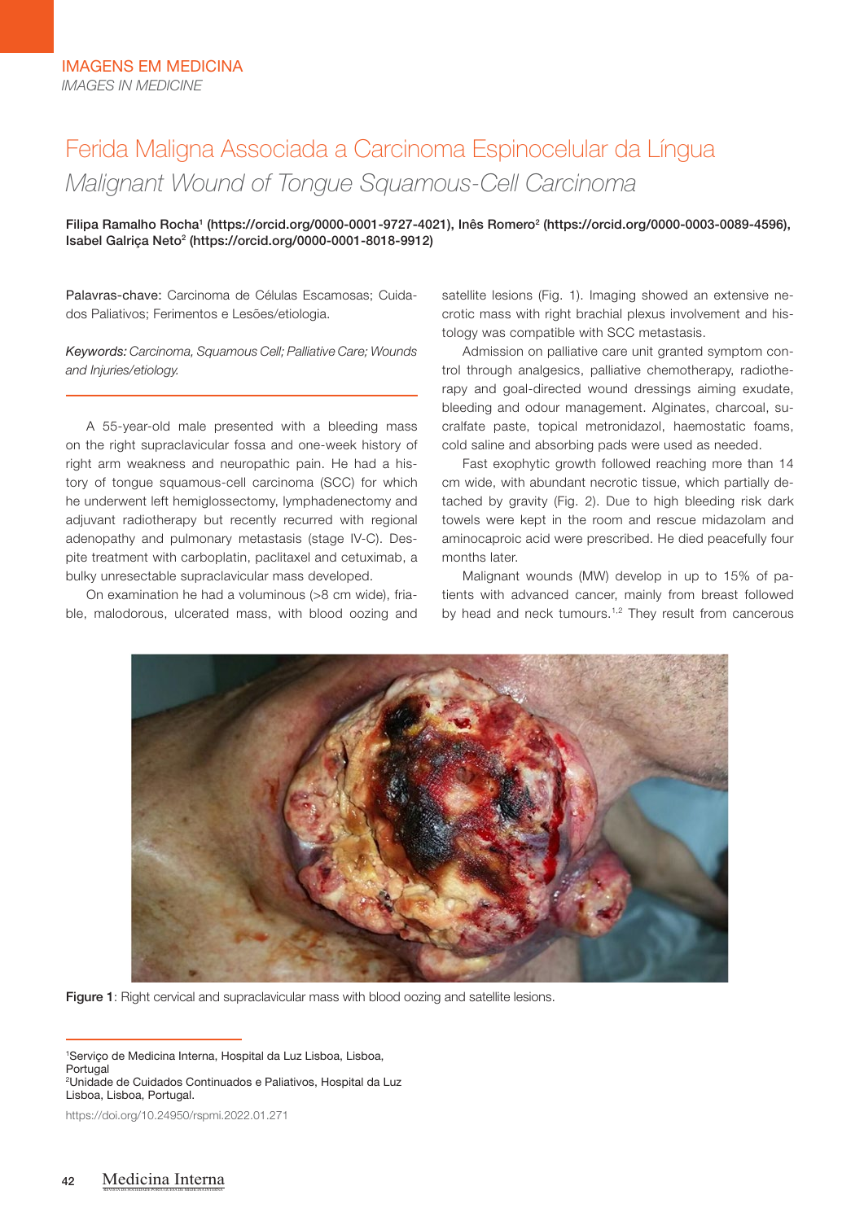IMAGENS EM MEDICINA

*IMAGES IN MEDICINE*

# Ferida Maligna Associada a Carcinoma Espinocelular da Língua

## *Malignant Wound of Tongue Squamous-Cell Carcinoma*

**Filipa Ramalho Rocha[1] (https://orcid.org/0000-0001-9727-4021), Inês Romero[2] (https://orcid.org/0000-0003-0089-4596), Isabel Galriça Neto[2] (https://orcid.org/0000-0001-8018-9912)**

Palavras-chave: Carcinoma de Células Escamosas; Cuidados Paliativos; Ferimentos e Lesões/etiologia.

*Keywords: Carcinoma, Squamous Cell; Palliative Care; Wounds and Injuries/etiology.*

A 55-year-old male presented with a bleeding mass on the right supraclavicular fossa and one-week history of right arm weakness and neuropathic pain. He had a history of tongue squamous-cell carcinoma (SCC) for which he underwent left hemiglossectomy, lymphadenectomy and adjuvant radiotherapy but recently recurred with regional adenopathy and pulmonary metastasis (stage IV-C). Despite treatment with carboplatin, paclitaxel and cetuximab, a bulky unresectable supraclavicular mass developed.

On examination he had a voluminous (>8 cm wide), friable, malodorous, ulcerated mass, with blood oozing and satellite lesions (Fig. 1). Imaging showed an extensive necrotic mass with right brachial plexus involvement and histology was compatible with SCC metastasis.

Admission on palliative care unit granted symptom control through analgesics, palliative chemotherapy, radiotherapy and goal-directed wound dressings aiming exudate, bleeding and odour management. Alginates, charcoal, sucralfate paste, topical metronidazol, haemostatic foams, cold saline and absorbing pads were used as needed.

Fast exophytic growth followed reaching more than 14 cm wide, with abundant necrotic tissue, which partially detached by gravity (Fig. 2). Due to high bleeding risk dark towels were kept in the room and rescue midazolam and aminocaproic acid were prescribed. He died peacefully four months later.

Malignant wounds (MW) develop in up to 15% of patients with advanced cancer, mainly from breast followed by head and neck tumours.[1,2] They result from cancerous

**Figure 1**: Right cervical and supraclavicular mass with blood oozing and satellite lesions.

[1]Serviço de Medicina Interna, Hospital da Luz Lisboa, Lisboa, Portugal

[2]Unidade de Cuidados Continuados e Paliativos, Hospital da Luz Lisboa, Lisboa, Portugal.

https://doi.org/10.24950/rspmi.2022.01.271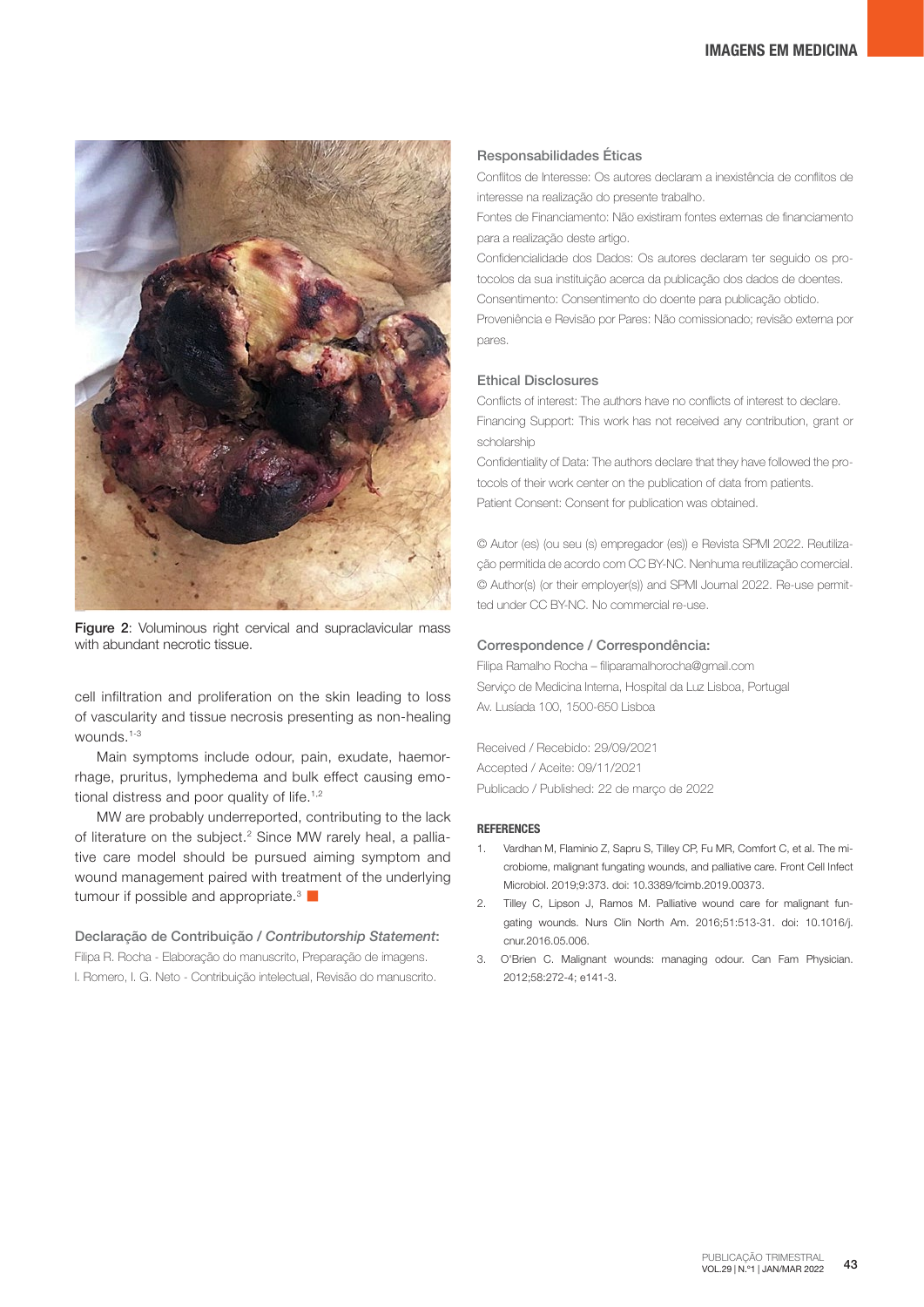Figure 2: Voluminous right cervical and supraclavicular mass with abundant necrotic tissue.

cell infiltration and proliferation on the skin leading to loss of vascularity and tissue necrosis presenting as non-healing wounds.[1-3]

Main symptoms include odour, pain, exudate, haemorrhage, pruritus, lymphedema and bulk effect causing emotional distress and poor quality of life.[1,2]

MW are probably underreported, contributing to the lack of literature on the subject.[2] Since MW rarely heal, a palliative care model should be pursued aiming symptom and wound management paired with treatment of the underlying tumour if possible and appropriate.[3] ■

### Declaração de Contribuição / *Contributorship Statement*:

Filipa R. Rocha - Elaboração do manuscrito, Preparação de imagens.
I. Romero, I. G. Neto - Contribuição intelectual, Revisão do manuscrito.

### Responsabilidades Éticas

Conflitos de Interesse: Os autores declaram a inexistência de conflitos de interesse na realização do presente trabalho.
Fontes de Financiamento: Não existiram fontes externas de financiamento para a realização deste artigo.
Confidencialidade dos Dados: Os autores declaram ter seguido os protocolos da sua instituição acerca da publicação dos dados de doentes.
Consentimento: Consentimento do doente para publicação obtido.
Proveniência e Revisão por Pares: Não comissionado; revisão externa por pares.

### Ethical Disclosures

Conflicts of interest: The authors have no conflicts of interest to declare.
Financing Support: This work has not received any contribution, grant or scholarship
Confidentiality of Data: The authors declare that they have followed the protocols of their work center on the publication of data from patients.
Patient Consent: Consent for publication was obtained.

© Autor (es) (ou seu (s) empregador (es)) e Revista SPMI 2022. Reutilização permitida de acordo com CC BY-NC. Nenhuma reutilização comercial.
© Author(s) (or their employer(s)) and SPMI Journal 2022. Re-use permitted under CC BY-NC. No commercial re-use.

### Correspondence / Correspondência:

Filipa Ramalho Rocha – filiparamalhorocha@gmail.com
Serviço de Medicina Interna, Hospital da Luz Lisboa, Portugal
Av. Lusíada 100, 1500-650 Lisboa

Received / Recebido: 29/09/2021
Accepted / Aceite: 09/11/2021
Publicado / Published: 22 de março de 2022

### REFERENCES

1. Vardhan M, Flaminio Z, Sapru S, Tilley CP, Fu MR, Comfort C, et al. The microbiome, malignant fungating wounds, and palliative care. Front Cell Infect Microbiol. 2019;9:373. doi: 10.3389/fcimb.2019.00373.
2. Tilley C, Lipson J, Ramos M. Palliative wound care for malignant fungating wounds. Nurs Clin North Am. 2016;51:513-31. doi: 10.1016/j.cnur.2016.05.006.
3. O'Brien C. Malignant wounds: managing odour. Can Fam Physician. 2012;58:272-4; e141-3.